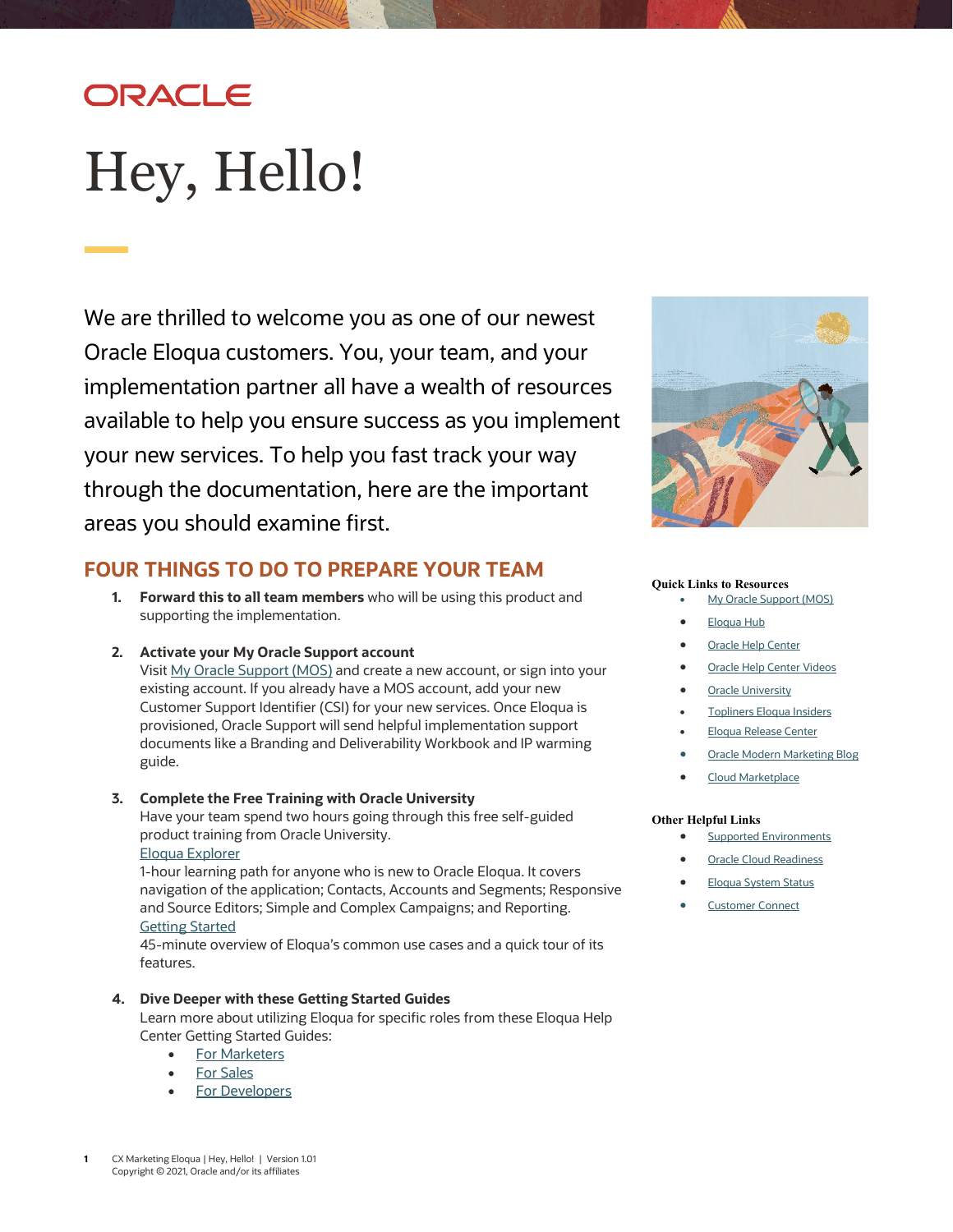ORACLE

# Hey, Hello!

We are thrilled to welcome you as one of our newest Oracle Eloqua customers. You, your team, and your implementation partner all have a wealth of resources available to help you ensure success as you implement your new services. To help you fast track your way through the documentation, here are the important areas you should examine first.

## FOUR THINGS TO DO TO PREPARE YOUR TEAM

1. **Forward this to all team members** who will be using this product and supporting the implementation.

2. **Activate your My Oracle Support account**
   Visit My Oracle Support (MOS) and create a new account, or sign into your existing account. If you already have a MOS account, add your new Customer Support Identifier (CSI) for your new services. Once Eloqua is provisioned, Oracle Support will send helpful implementation support documents like a Branding and Deliverability Workbook and IP warming guide.

3. **Complete the Free Training with Oracle University**
   Have your team spend two hours going through this free self-guided product training from Oracle University.
   Eloqua Explorer
   1-hour learning path for anyone who is new to Oracle Eloqua. It covers navigation of the application; Contacts, Accounts and Segments; Responsive and Source Editors; Simple and Complex Campaigns; and Reporting.
   Getting Started
   45-minute overview of Eloqua's common use cases and a quick tour of its features.

4. **Dive Deeper with these Getting Started Guides**
   Learn more about utilizing Eloqua for specific roles from these Eloqua Help Center Getting Started Guides:
   - For Marketers
   - For Sales
   - For Developers

**Quick Links to Resources**

- My Oracle Support (MOS)
- Eloqua Hub
- Oracle Help Center
- Oracle Help Center Videos
- Oracle University
- Topliners Eloqua Insiders
- Eloqua Release Center
- Oracle Modern Marketing Blog
- Cloud Marketplace

**Other Helpful Links**

- Supported Environments
- Oracle Cloud Readiness
- Eloqua System Status
- Customer Connect

CX Marketing Eloqua | Hey, Hello! | Version 1.01
Copyright © 2021, Oracle and/or its affiliates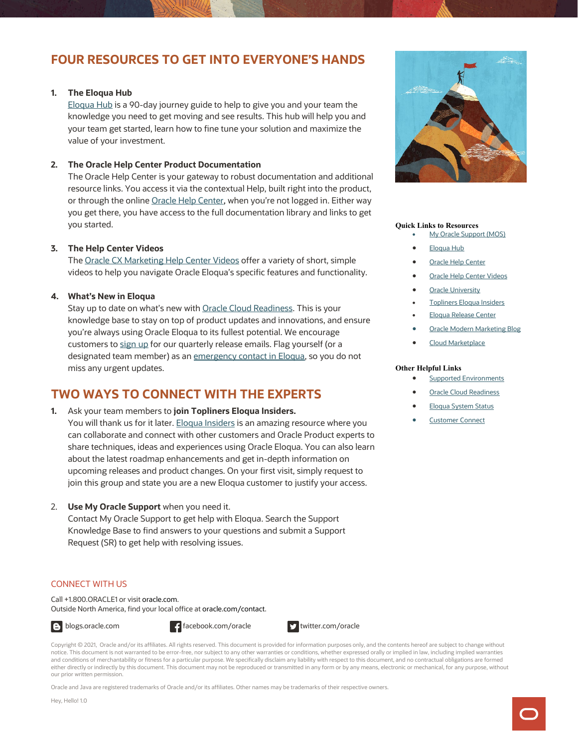## FOUR RESOURCES TO GET INTO EVERYONE'S HANDS

1. **The Eloqua Hub**
   Eloqua Hub is a 90-day journey guide to help to give you and your team the knowledge you need to get moving and see results. This hub will help you and your team get started, learn how to fine tune your solution and maximize the value of your investment.

2. **The Oracle Help Center Product Documentation**
   The Oracle Help Center is your gateway to robust documentation and additional resource links. You access it via the contextual Help, built right into the product, or through the online Oracle Help Center, when you're not logged in. Either way you get there, you have access to the full documentation library and links to get you started.

3. **The Help Center Videos**
   The Oracle CX Marketing Help Center Videos offer a variety of short, simple videos to help you navigate Oracle Eloqua's specific features and functionality.

4. **What's New in Eloqua**
   Stay up to date on what's new with Oracle Cloud Readiness. This is your knowledge base to stay on top of product updates and innovations, and ensure you're always using Oracle Eloqua to its fullest potential. We encourage customers to sign up for our quarterly release emails. Flag yourself (or a designated team member) as an emergency contact in Eloqua, so you do not miss any urgent updates.

## TWO WAYS TO CONNECT WITH THE EXPERTS

1. Ask your team members to **join Topliners Eloqua Insiders.**
   You will thank us for it later. Eloqua Insiders is an amazing resource where you can collaborate and connect with other customers and Oracle Product experts to share techniques, ideas and experiences using Oracle Eloqua. You can also learn about the latest roadmap enhancements and get in-depth information on upcoming releases and product changes. On your first visit, simply request to join this group and state you are a new Eloqua customer to justify your access.

2. **Use My Oracle Support** when you need it.
   Contact My Oracle Support to get help with Eloqua. Search the Support Knowledge Base to find answers to your questions and submit a Support Request (SR) to get help with resolving issues.

**Quick Links to Resources**

- My Oracle Support (MOS)
- Eloqua Hub
- Oracle Help Center
- Oracle Help Center Videos
- Oracle University
- Topliners Eloqua Insiders
- Eloqua Release Center
- Oracle Modern Marketing Blog
- Cloud Marketplace

**Other Helpful Links**

- Supported Environments
- Oracle Cloud Readiness
- Eloqua System Status
- Customer Connect

### CONNECT WITH US

Call +1.800.ORACLE1 or visit oracle.com.
Outside North America, find your local office at oracle.com/contact.

blogs.oracle.com　　facebook.com/oracle　　twitter.com/oracle

Copyright © 2021, Oracle and/or its affiliates. All rights reserved. This document is provided for information purposes only, and the contents hereof are subject to change without notice. This document is not warranted to be error-free, nor subject to any other warranties or conditions, whether expressed orally or implied in law, including implied warranties and conditions of merchantability or fitness for a particular purpose. We specifically disclaim any liability with respect to this document, and no contractual obligations are formed either directly or indirectly by this document. This document may not be reproduced or transmitted in any form or by any means, electronic or mechanical, for any purpose, without our prior written permission.

Oracle and Java are registered trademarks of Oracle and/or its affiliates. Other names may be trademarks of their respective owners.

Hey, Hello! 1.0